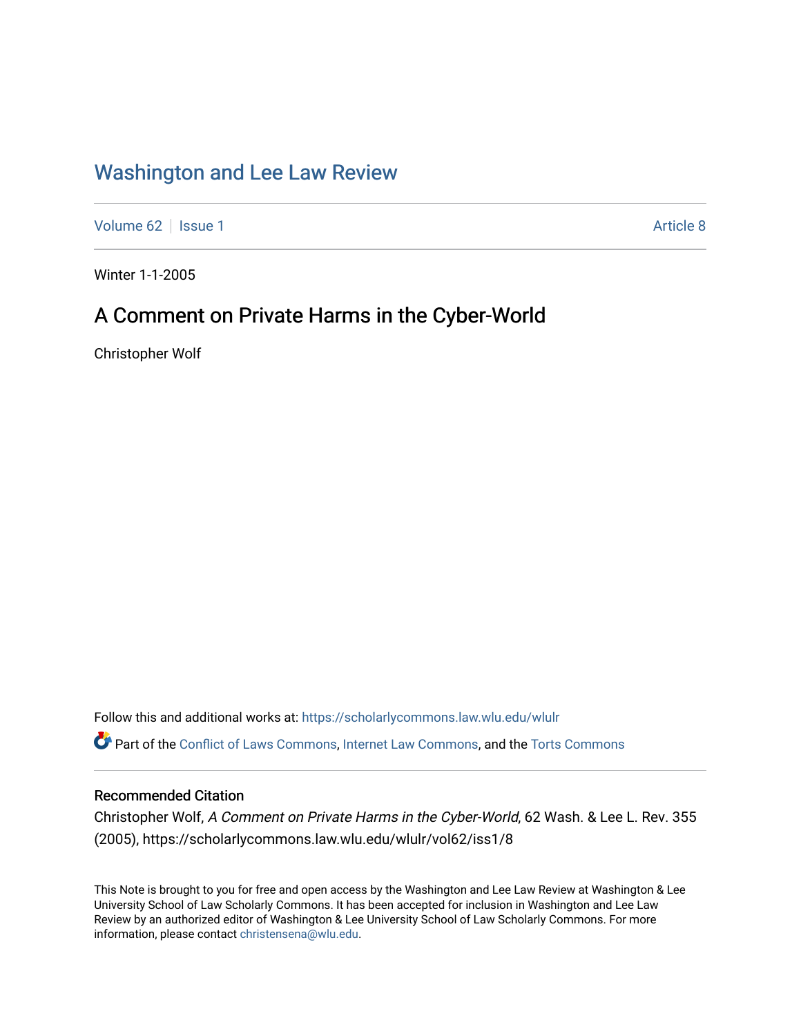# Washington and Lee Law Review

Volume 62 | Issue 1 | Article 8

Winter 1-1-2005

## A Comment on Private Harms in the Cyber-World

Christopher Wolf

Follow this and additional works at: https://scholarlycommons.law.wlu.edu/wlulr

Part of the Conflict of Laws Commons, Internet Law Commons, and the Torts Commons

### Recommended Citation

Christopher Wolf, *A Comment on Private Harms in the Cyber-World*, 62 Wash. & Lee L. Rev. 355 (2005), https://scholarlycommons.law.wlu.edu/wlulr/vol62/iss1/8

This Note is brought to you for free and open access by the Washington and Lee Law Review at Washington & Lee University School of Law Scholarly Commons. It has been accepted for inclusion in Washington and Lee Law Review by an authorized editor of Washington & Lee University School of Law Scholarly Commons. For more information, please contact christensena@wlu.edu.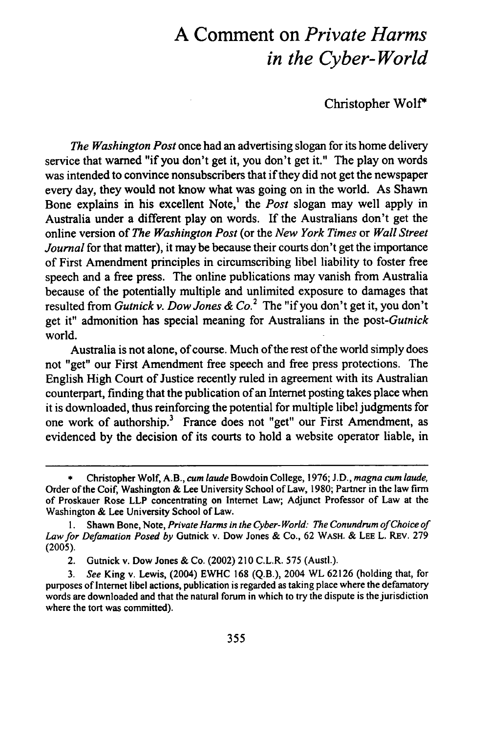# A Comment on *Private Harms in the Cyber-World*

Christopher Wolf*

*The Washington Post* once had an advertising slogan for its home delivery service that warned "if you don't get it, you don't get it." The play on words was intended to convince nonsubscribers that if they did not get the newspaper every day, they would not know what was going on in the world. As Shawn Bone explains in his excellent Note,[1] the *Post* slogan may well apply in Australia under a different play on words. If the Australians don't get the online version of *The Washington Post* (or the *New York Times* or *Wall Street Journal* for that matter), it may be because their courts don't get the importance of First Amendment principles in circumscribing libel liability to foster free speech and a free press. The online publications may vanish from Australia because of the potentially multiple and unlimited exposure to damages that resulted from *Gutnick v. Dow Jones & Co.*[2] The "if you don't get it, you don't get it" admonition has special meaning for Australians in the post-*Gutnick* world.

Australia is not alone, of course. Much of the rest of the world simply does not "get" our First Amendment free speech and free press protections. The English High Court of Justice recently ruled in agreement with its Australian counterpart, finding that the publication of an Internet posting takes place when it is downloaded, thus reinforcing the potential for multiple libel judgments for one work of authorship.[3] France does not "get" our First Amendment, as evidenced by the decision of its courts to hold a website operator liable, in

---

\* Christopher Wolf, A.B., *cum laude* Bowdoin College, 1976; J.D., *magna cum laude*, Order of the Coif, Washington & Lee University School of Law, 1980; Partner in the law firm of Proskauer Rose LLP concentrating on Internet Law; Adjunct Professor of Law at the Washington & Lee University School of Law.

1. Shawn Bone, Note, *Private Harms in the Cyber-World: The Conundrum of Choice of Law for Defamation Posed by* Gutnick v. Dow Jones & Co., 62 WASH. & LEE L. REV. 279 (2005).

2. Gutnick v. Dow Jones & Co. (2002) 210 C.L.R. 575 (Austl.).

3. *See* King v. Lewis, (2004) EWHC 168 (Q.B.), 2004 WL 62126 (holding that, for purposes of Internet libel actions, publication is regarded as taking place where the defamatory words are downloaded and that the natural forum in which to try the dispute is the jurisdiction where the tort was committed).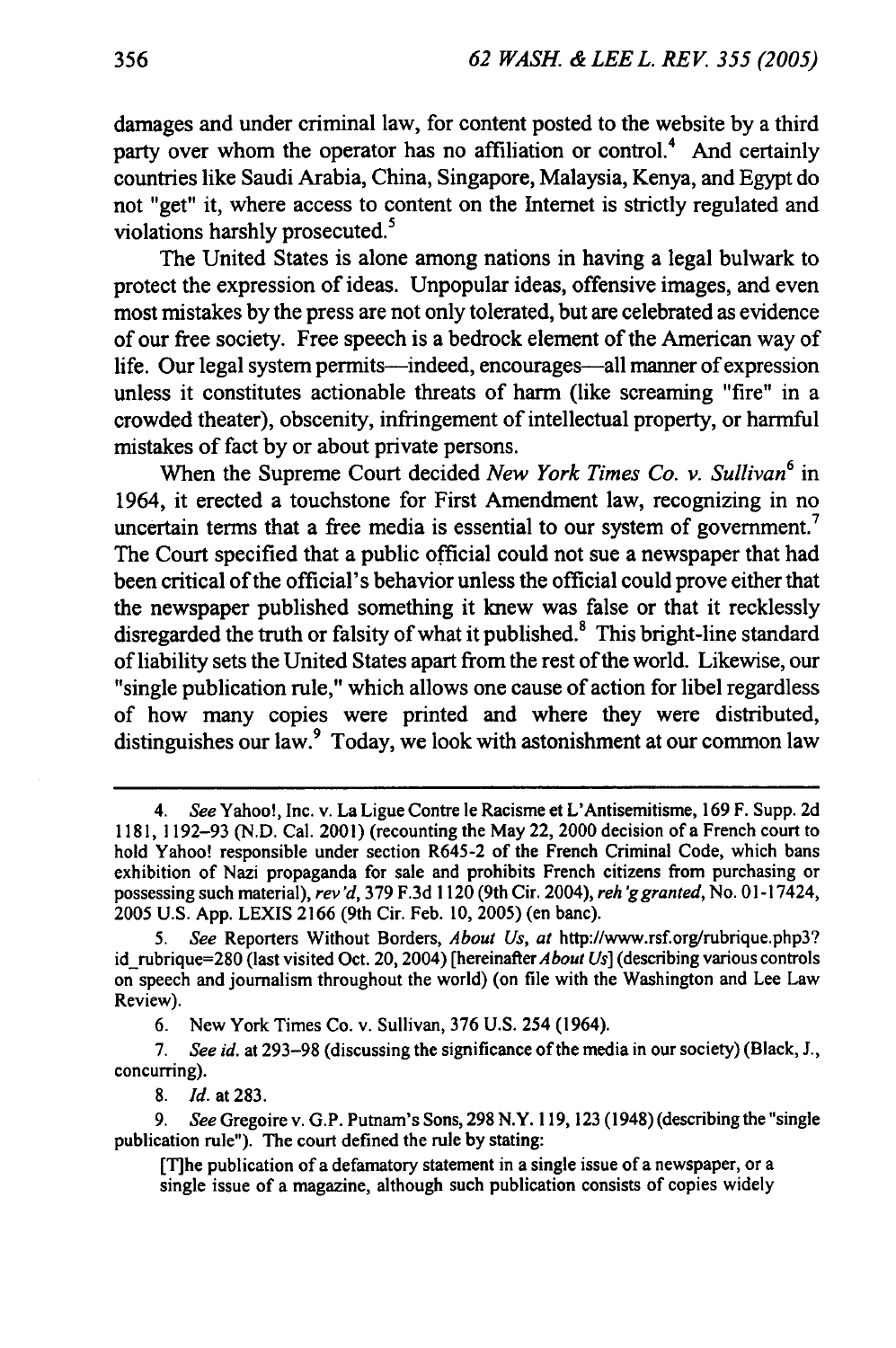damages and under criminal law, for content posted to the website by a third party over whom the operator has no affiliation or control.[4] And certainly countries like Saudi Arabia, China, Singapore, Malaysia, Kenya, and Egypt do not "get" it, where access to content on the Internet is strictly regulated and violations harshly prosecuted.[5]

The United States is alone among nations in having a legal bulwark to protect the expression of ideas. Unpopular ideas, offensive images, and even most mistakes by the press are not only tolerated, but are celebrated as evidence of our free society. Free speech is a bedrock element of the American way of life. Our legal system permits—indeed, encourages—all manner of expression unless it constitutes actionable threats of harm (like screaming "fire" in a crowded theater), obscenity, infringement of intellectual property, or harmful mistakes of fact by or about private persons.

When the Supreme Court decided *New York Times Co. v. Sullivan*[6] in 1964, it erected a touchstone for First Amendment law, recognizing in no uncertain terms that a free media is essential to our system of government.[7] The Court specified that a public official could not sue a newspaper that had been critical of the official's behavior unless the official could prove either that the newspaper published something it knew was false or that it recklessly disregarded the truth or falsity of what it published.[8] This bright-line standard of liability sets the United States apart from the rest of the world. Likewise, our "single publication rule," which allows one cause of action for libel regardless of how many copies were printed and where they were distributed, distinguishes our law.[9] Today, we look with astonishment at our common law

---

4. *See* Yahoo!, Inc. v. La Ligue Contre le Racisme et L'Antisemitisme, 169 F. Supp. 2d 1181, 1192–93 (N.D. Cal. 2001) (recounting the May 22, 2000 decision of a French court to hold Yahoo! responsible under section R645-2 of the French Criminal Code, which bans exhibition of Nazi propaganda for sale and prohibits French citizens from purchasing or possessing such material), *rev'd*, 379 F.3d 1120 (9th Cir. 2004), *reh'g granted*, No. 01-17424, 2005 U.S. App. LEXIS 2166 (9th Cir. Feb. 10, 2005) (en banc).

5. *See* Reporters Without Borders, *About Us*, *at* http://www.rsf.org/rubrique.php3?id_rubrique=280 (last visited Oct. 20, 2004) [hereinafter *About Us*] (describing various controls on speech and journalism throughout the world) (on file with the Washington and Lee Law Review).

6. New York Times Co. v. Sullivan, 376 U.S. 254 (1964).

7. *See id.* at 293–98 (discussing the significance of the media in our society) (Black, J., concurring).

8. *Id.* at 283.

9. *See* Gregoire v. G.P. Putnam's Sons, 298 N.Y. 119, 123 (1948) (describing the "single publication rule"). The court defined the rule by stating:

> [T]he publication of a defamatory statement in a single issue of a newspaper, or a single issue of a magazine, although such publication consists of copies widely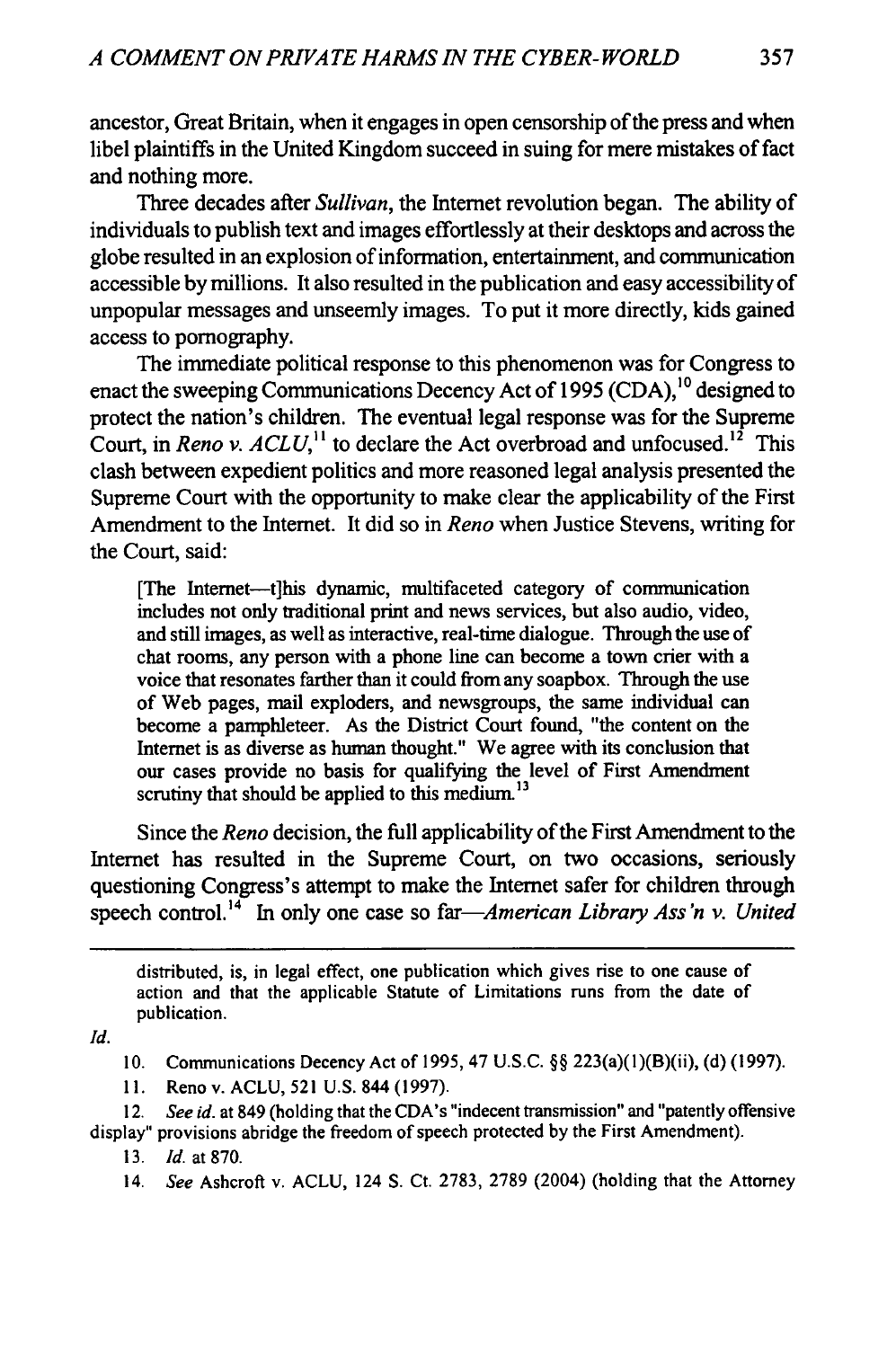ancestor, Great Britain, when it engages in open censorship of the press and when libel plaintiffs in the United Kingdom succeed in suing for mere mistakes of fact and nothing more.

Three decades after *Sullivan*, the Internet revolution began. The ability of individuals to publish text and images effortlessly at their desktops and across the globe resulted in an explosion of information, entertainment, and communication accessible by millions. It also resulted in the publication and easy accessibility of unpopular messages and unseemly images. To put it more directly, kids gained access to pornography.

The immediate political response to this phenomenon was for Congress to enact the sweeping Communications Decency Act of 1995 (CDA),[10] designed to protect the nation's children. The eventual legal response was for the Supreme Court, in *Reno v. ACLU*,[11] to declare the Act overbroad and unfocused.[12] This clash between expedient politics and more reasoned legal analysis presented the Supreme Court with the opportunity to make clear the applicability of the First Amendment to the Internet. It did so in *Reno* when Justice Stevens, writing for the Court, said:

> [The Internet—t]his dynamic, multifaceted category of communication includes not only traditional print and news services, but also audio, video, and still images, as well as interactive, real-time dialogue. Through the use of chat rooms, any person with a phone line can become a town crier with a voice that resonates farther than it could from any soapbox. Through the use of Web pages, mail exploders, and newsgroups, the same individual can become a pamphleteer. As the District Court found, "the content on the Internet is as diverse as human thought." We agree with its conclusion that our cases provide no basis for qualifying the level of First Amendment scrutiny that should be applied to this medium.[13]

Since the *Reno* decision, the full applicability of the First Amendment to the Internet has resulted in the Supreme Court, on two occasions, seriously questioning Congress's attempt to make the Internet safer for children through speech control.[14] In only one case so far—*American Library Ass'n v. United*

---

distributed, is, in legal effect, one publication which gives rise to one cause of action and that the applicable Statute of Limitations runs from the date of publication.

*Id.*

10. Communications Decency Act of 1995, 47 U.S.C. §§ 223(a)(1)(B)(ii), (d) (1997).

11. Reno v. ACLU, 521 U.S. 844 (1997).

12. *See id.* at 849 (holding that the CDA's "indecent transmission" and "patently offensive display" provisions abridge the freedom of speech protected by the First Amendment).

13. *Id.* at 870.

14. *See* Ashcroft v. ACLU, 124 S. Ct. 2783, 2789 (2004) (holding that the Attorney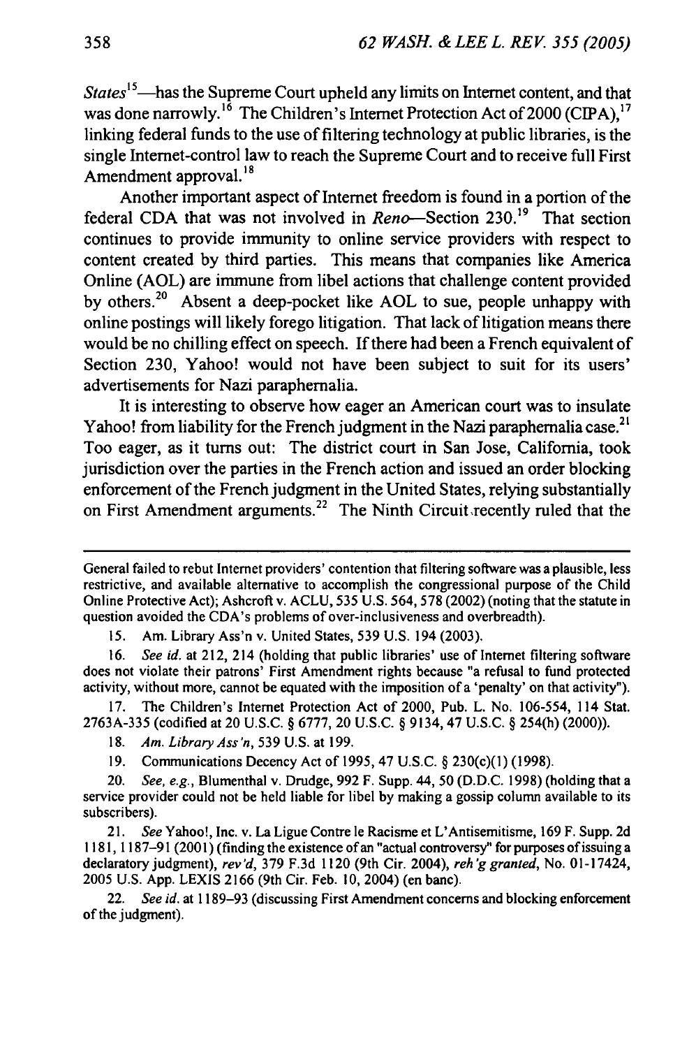*States*[15]—has the Supreme Court upheld any limits on Internet content, and that was done narrowly.[16] The Children's Internet Protection Act of 2000 (CIPA),[17] linking federal funds to the use of filtering technology at public libraries, is the single Internet-control law to reach the Supreme Court and to receive full First Amendment approval.[18]

Another important aspect of Internet freedom is found in a portion of the federal CDA that was not involved in *Reno*—Section 230.[19] That section continues to provide immunity to online service providers with respect to content created by third parties. This means that companies like America Online (AOL) are immune from libel actions that challenge content provided by others.[20] Absent a deep-pocket like AOL to sue, people unhappy with online postings will likely forego litigation. That lack of litigation means there would be no chilling effect on speech. If there had been a French equivalent of Section 230, Yahoo! would not have been subject to suit for its users' advertisements for Nazi paraphernalia.

It is interesting to observe how eager an American court was to insulate Yahoo! from liability for the French judgment in the Nazi paraphernalia case.[21] Too eager, as it turns out: The district court in San Jose, California, took jurisdiction over the parties in the French action and issued an order blocking enforcement of the French judgment in the United States, relying substantially on First Amendment arguments.[22] The Ninth Circuit recently ruled that the

---

General failed to rebut Internet providers' contention that filtering software was a plausible, less restrictive, and available alternative to accomplish the congressional purpose of the Child Online Protective Act); Ashcroft v. ACLU, 535 U.S. 564, 578 (2002) (noting that the statute in question avoided the CDA's problems of over-inclusiveness and overbreadth).

15. Am. Library Ass'n v. United States, 539 U.S. 194 (2003).

16. *See id.* at 212, 214 (holding that public libraries' use of Internet filtering software does not violate their patrons' First Amendment rights because "a refusal to fund protected activity, without more, cannot be equated with the imposition of a 'penalty' on that activity").

17. The Children's Internet Protection Act of 2000, Pub. L. No. 106-554, 114 Stat. 2763A-335 (codified at 20 U.S.C. § 6777, 20 U.S.C. § 9134, 47 U.S.C. § 254(h) (2000)).

18. *Am. Library Ass'n*, 539 U.S. at 199.

19. Communications Decency Act of 1995, 47 U.S.C. § 230(c)(1) (1998).

20. *See, e.g.*, Blumenthal v. Drudge, 992 F. Supp. 44, 50 (D.D.C. 1998) (holding that a service provider could not be held liable for libel by making a gossip column available to its subscribers).

21. *See* Yahoo!, Inc. v. La Ligue Contre le Racisme et L'Antisemitisme, 169 F. Supp. 2d 1181, 1187–91 (2001) (finding the existence of an "actual controversy" for purposes of issuing a declaratory judgment), *rev'd*, 379 F.3d 1120 (9th Cir. 2004), *reh'g granted*, No. 01-17424, 2005 U.S. App. LEXIS 2166 (9th Cir. Feb. 10, 2004) (en banc).

22. *See id.* at 1189–93 (discussing First Amendment concerns and blocking enforcement of the judgment).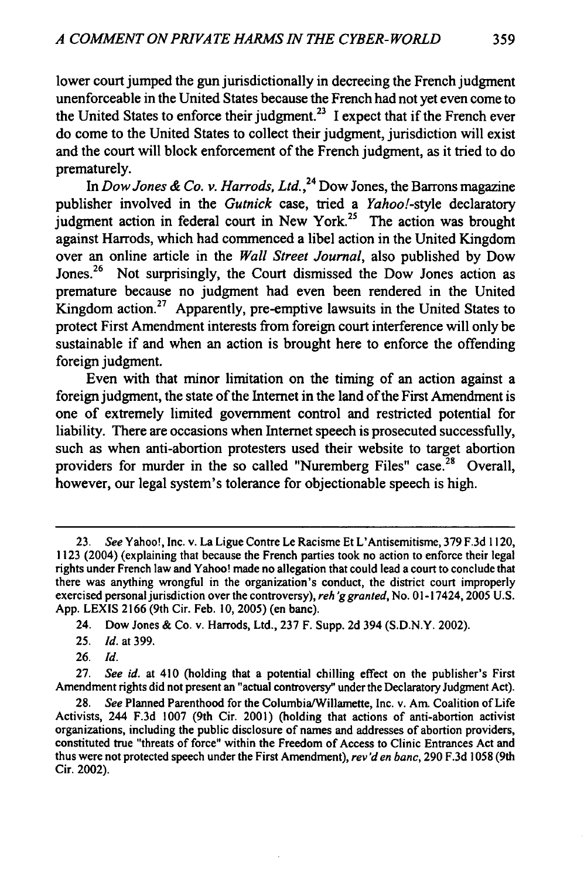lower court jumped the gun jurisdictionally in decreeing the French judgment unenforceable in the United States because the French had not yet even come to the United States to enforce their judgment.[23] I expect that if the French ever do come to the United States to collect their judgment, jurisdiction will exist and the court will block enforcement of the French judgment, as it tried to do prematurely.

In *Dow Jones & Co. v. Harrods, Ltd.*,[24] Dow Jones, the Barrons magazine publisher involved in the *Gutnick* case, tried a *Yahoo!*-style declaratory judgment action in federal court in New York.[25] The action was brought against Harrods, which had commenced a libel action in the United Kingdom over an online article in the *Wall Street Journal*, also published by Dow Jones.[26] Not surprisingly, the Court dismissed the Dow Jones action as premature because no judgment had even been rendered in the United Kingdom action.[27] Apparently, pre-emptive lawsuits in the United States to protect First Amendment interests from foreign court interference will only be sustainable if and when an action is brought here to enforce the offending foreign judgment.

Even with that minor limitation on the timing of an action against a foreign judgment, the state of the Internet in the land of the First Amendment is one of extremely limited government control and restricted potential for liability. There are occasions when Internet speech is prosecuted successfully, such as when anti-abortion protesters used their website to target abortion providers for murder in the so called "Nuremberg Files" case.[28] Overall, however, our legal system's tolerance for objectionable speech is high.

---

23. *See* Yahoo!, Inc. v. La Ligue Contre Le Racisme Et L'Antisemitisme, 379 F.3d 1120, 1123 (2004) (explaining that because the French parties took no action to enforce their legal rights under French law and Yahoo! made no allegation that could lead a court to conclude that there was anything wrongful in the organization's conduct, the district court improperly exercised personal jurisdiction over the controversy), *reh'g granted*, No. 01-17424, 2005 U.S. App. LEXIS 2166 (9th Cir. Feb. 10, 2005) (en banc).

24. Dow Jones & Co. v. Harrods, Ltd., 237 F. Supp. 2d 394 (S.D.N.Y. 2002).

25. *Id.* at 399.

26. *Id.*

27. *See id.* at 410 (holding that a potential chilling effect on the publisher's First Amendment rights did not present an "actual controversy" under the Declaratory Judgment Act).

28. *See* Planned Parenthood for the Columbia/Willamette, Inc. v. Am. Coalition of Life Activists, 244 F.3d 1007 (9th Cir. 2001) (holding that actions of anti-abortion activist organizations, including the public disclosure of names and addresses of abortion providers, constituted true "threats of force" within the Freedom of Access to Clinic Entrances Act and thus were not protected speech under the First Amendment), *rev'd en banc*, 290 F.3d 1058 (9th Cir. 2002).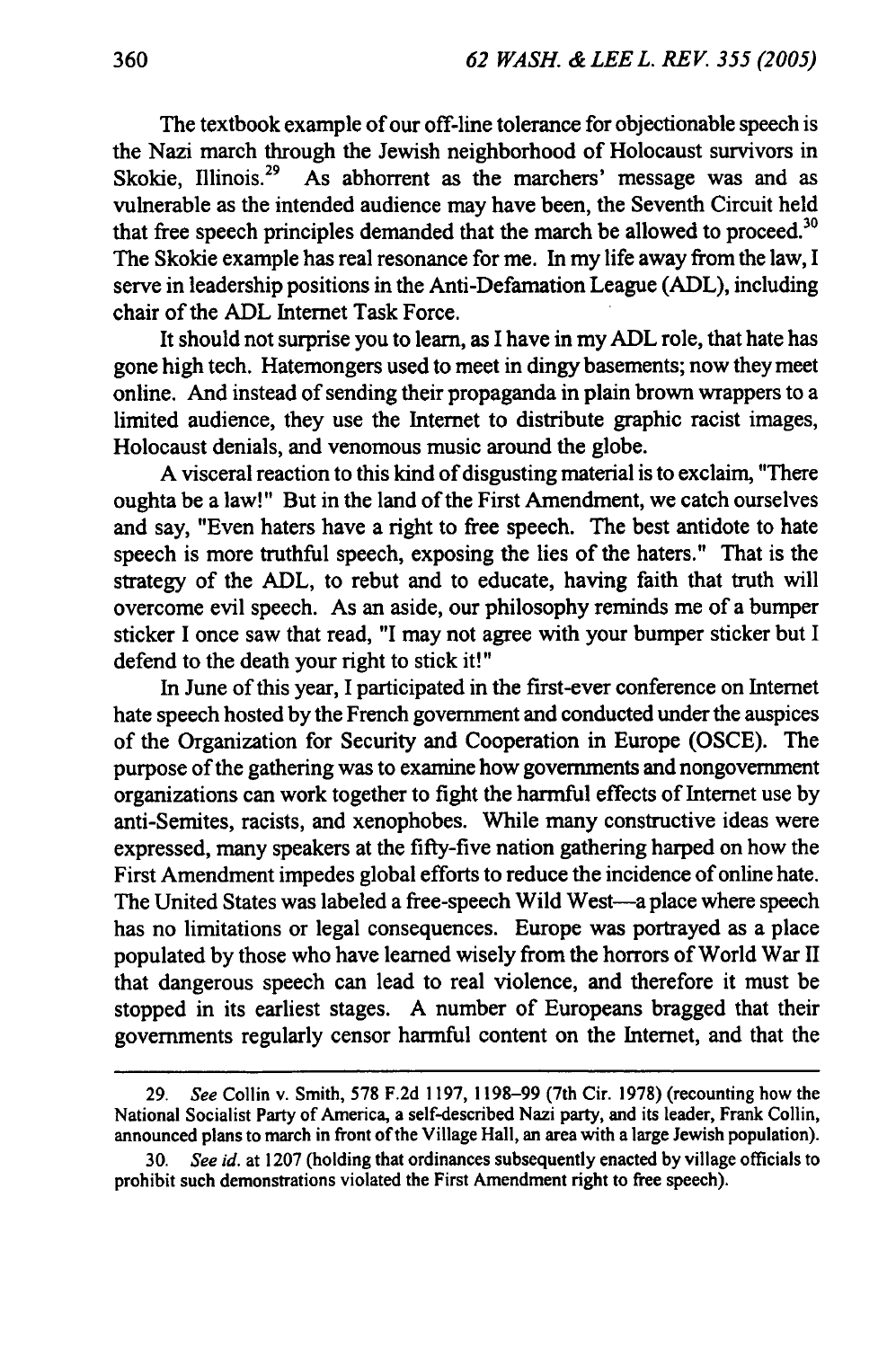The textbook example of our off-line tolerance for objectionable speech is the Nazi march through the Jewish neighborhood of Holocaust survivors in Skokie, Illinois.[29] As abhorrent as the marchers' message was and as vulnerable as the intended audience may have been, the Seventh Circuit held that free speech principles demanded that the march be allowed to proceed.[30] The Skokie example has real resonance for me. In my life away from the law, I serve in leadership positions in the Anti-Defamation League (ADL), including chair of the ADL Internet Task Force.

It should not surprise you to learn, as I have in my ADL role, that hate has gone high tech. Hatemongers used to meet in dingy basements; now they meet online. And instead of sending their propaganda in plain brown wrappers to a limited audience, they use the Internet to distribute graphic racist images, Holocaust denials, and venomous music around the globe.

A visceral reaction to this kind of disgusting material is to exclaim, "There oughta be a law!" But in the land of the First Amendment, we catch ourselves and say, "Even haters have a right to free speech. The best antidote to hate speech is more truthful speech, exposing the lies of the haters." That is the strategy of the ADL, to rebut and to educate, having faith that truth will overcome evil speech. As an aside, our philosophy reminds me of a bumper sticker I once saw that read, "I may not agree with your bumper sticker but I defend to the death your right to stick it!"

In June of this year, I participated in the first-ever conference on Internet hate speech hosted by the French government and conducted under the auspices of the Organization for Security and Cooperation in Europe (OSCE). The purpose of the gathering was to examine how governments and nongovernment organizations can work together to fight the harmful effects of Internet use by anti-Semites, racists, and xenophobes. While many constructive ideas were expressed, many speakers at the fifty-five nation gathering harped on how the First Amendment impedes global efforts to reduce the incidence of online hate. The United States was labeled a free-speech Wild West—a place where speech has no limitations or legal consequences. Europe was portrayed as a place populated by those who have learned wisely from the horrors of World War II that dangerous speech can lead to real violence, and therefore it must be stopped in its earliest stages. A number of Europeans bragged that their governments regularly censor harmful content on the Internet, and that the

---

29. *See* Collin v. Smith, 578 F.2d 1197, 1198–99 (7th Cir. 1978) (recounting how the National Socialist Party of America, a self-described Nazi party, and its leader, Frank Collin, announced plans to march in front of the Village Hall, an area with a large Jewish population).

30. *See id.* at 1207 (holding that ordinances subsequently enacted by village officials to prohibit such demonstrations violated the First Amendment right to free speech).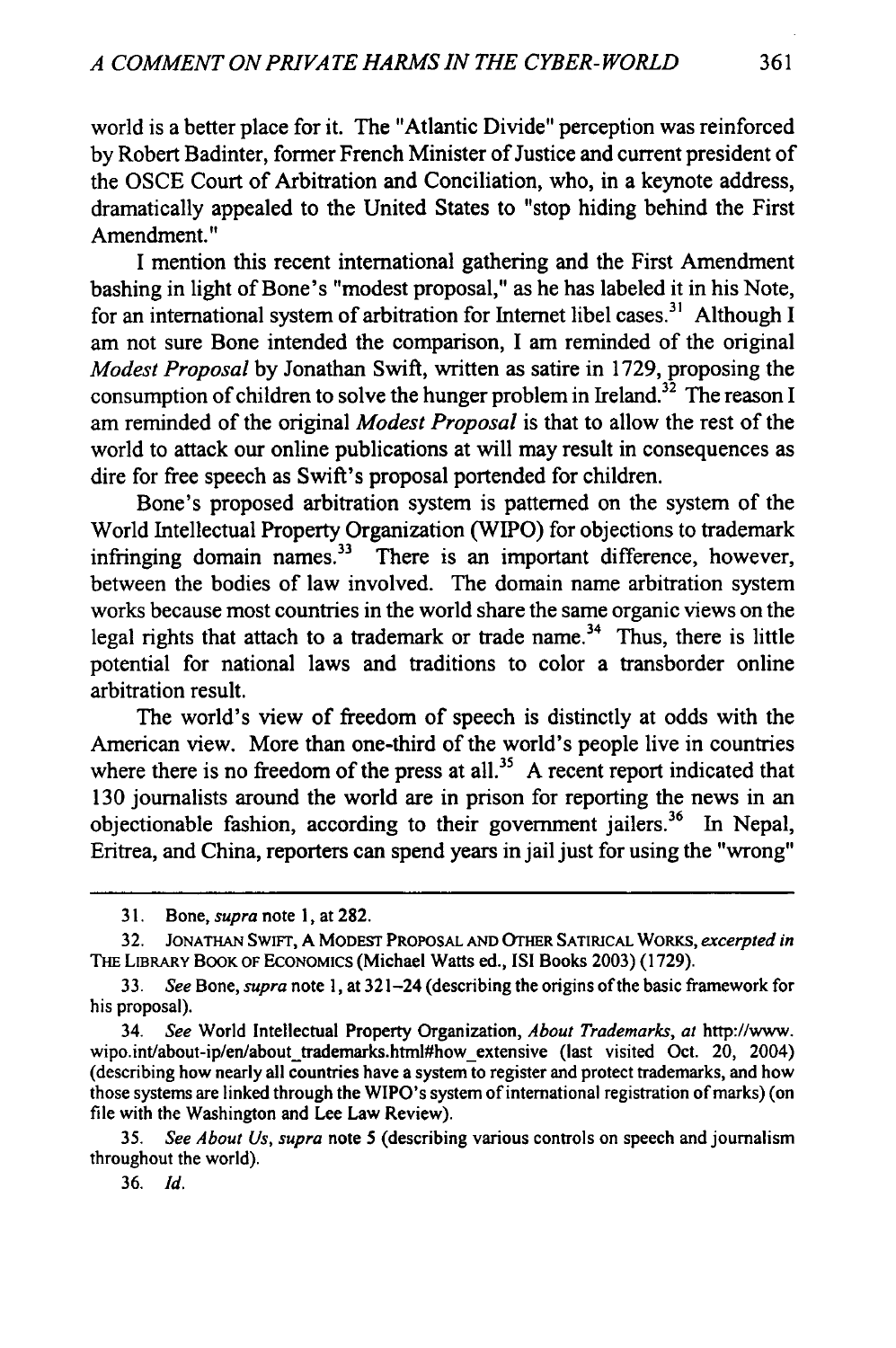world is a better place for it. The "Atlantic Divide" perception was reinforced by Robert Badinter, former French Minister of Justice and current president of the OSCE Court of Arbitration and Conciliation, who, in a keynote address, dramatically appealed to the United States to "stop hiding behind the First Amendment."

I mention this recent international gathering and the First Amendment bashing in light of Bone's "modest proposal," as he has labeled it in his Note, for an international system of arbitration for Internet libel cases.[31] Although I am not sure Bone intended the comparison, I am reminded of the original *Modest Proposal* by Jonathan Swift, written as satire in 1729, proposing the consumption of children to solve the hunger problem in Ireland.[32] The reason I am reminded of the original *Modest Proposal* is that to allow the rest of the world to attack our online publications at will may result in consequences as dire for free speech as Swift's proposal portended for children.

Bone's proposed arbitration system is patterned on the system of the World Intellectual Property Organization (WIPO) for objections to trademark infringing domain names.[33] There is an important difference, however, between the bodies of law involved. The domain name arbitration system works because most countries in the world share the same organic views on the legal rights that attach to a trademark or trade name.[34] Thus, there is little potential for national laws and traditions to color a transborder online arbitration result.

The world's view of freedom of speech is distinctly at odds with the American view. More than one-third of the world's people live in countries where there is no freedom of the press at all.[35] A recent report indicated that 130 journalists around the world are in prison for reporting the news in an objectionable fashion, according to their government jailers.[36] In Nepal, Eritrea, and China, reporters can spend years in jail just for using the "wrong"

---

31. Bone, *supra* note 1, at 282.

32. JONATHAN SWIFT, A MODEST PROPOSAL AND OTHER SATIRICAL WORKS, *excerpted in* THE LIBRARY BOOK OF ECONOMICS (Michael Watts ed., ISI Books 2003) (1729).

33. *See* Bone, *supra* note 1, at 321–24 (describing the origins of the basic framework for his proposal).

34. *See* World Intellectual Property Organization, *About Trademarks*, *at* http://www.wipo.int/about-ip/en/about_trademarks.html#how_extensive (last visited Oct. 20, 2004) (describing how nearly all countries have a system to register and protect trademarks, and how those systems are linked through the WIPO's system of international registration of marks) (on file with the Washington and Lee Law Review).

35. *See About Us*, *supra* note 5 (describing various controls on speech and journalism throughout the world).

36. *Id.*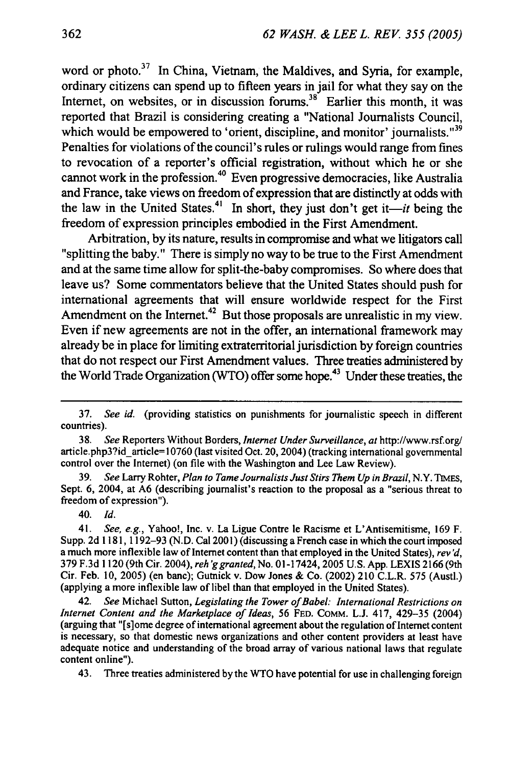word or photo.[37] In China, Vietnam, the Maldives, and Syria, for example, ordinary citizens can spend up to fifteen years in jail for what they say on the Internet, on websites, or in discussion forums.[38] Earlier this month, it was reported that Brazil is considering creating a "National Journalists Council, which would be empowered to 'orient, discipline, and monitor' journalists."[39] Penalties for violations of the council's rules or rulings would range from fines to revocation of a reporter's official registration, without which he or she cannot work in the profession.[40] Even progressive democracies, like Australia and France, take views on freedom of expression that are distinctly at odds with the law in the United States.[41] In short, they just don't get it—*it* being the freedom of expression principles embodied in the First Amendment.

Arbitration, by its nature, results in compromise and what we litigators call "splitting the baby." There is simply no way to be true to the First Amendment and at the same time allow for split-the-baby compromises. So where does that leave us? Some commentators believe that the United States should push for international agreements that will ensure worldwide respect for the First Amendment on the Internet.[42] But those proposals are unrealistic in my view. Even if new agreements are not in the offer, an international framework may already be in place for limiting extraterritorial jurisdiction by foreign countries that do not respect our First Amendment values. Three treaties administered by the World Trade Organization (WTO) offer some hope.[43] Under these treaties, the

---

37. *See id.* (providing statistics on punishments for journalistic speech in different countries).

38. *See* Reporters Without Borders, *Internet Under Surveillance*, *at* http://www.rsf.org/article.php3?id_article=10760 (last visited Oct. 20, 2004) (tracking international governmental control over the Internet) (on file with the Washington and Lee Law Review).

39. *See* Larry Rohter, *Plan to Tame Journalists Just Stirs Them Up in Brazil*, N.Y. TIMES, Sept. 6, 2004, at A6 (describing journalist's reaction to the proposal as a "serious threat to freedom of expression").

40. *Id.*

41. *See, e.g.*, Yahoo!, Inc. v. La Ligue Contre le Racisme et L'Antisemitisme, 169 F. Supp. 2d 1181, 1192–93 (N.D. Cal 2001) (discussing a French case in which the court imposed a much more inflexible law of Internet content than that employed in the United States), *rev'd*, 379 F.3d 1120 (9th Cir. 2004), *reh'g granted*, No. 01-17424, 2005 U.S. App. LEXIS 2166 (9th Cir. Feb. 10, 2005) (en banc); Gutnick v. Dow Jones & Co. (2002) 210 C.L.R. 575 (Austl.) (applying a more inflexible law of libel than that employed in the United States).

42. *See* Michael Sutton, *Legislating the Tower of Babel: International Restrictions on Internet Content and the Marketplace of Ideas*, 56 FED. COMM. L.J. 417, 429–35 (2004) (arguing that "[s]ome degree of international agreement about the regulation of Internet content is necessary, so that domestic news organizations and other content providers at least have adequate notice and understanding of the broad array of various national laws that regulate content online").

43. Three treaties administered by the WTO have potential for use in challenging foreign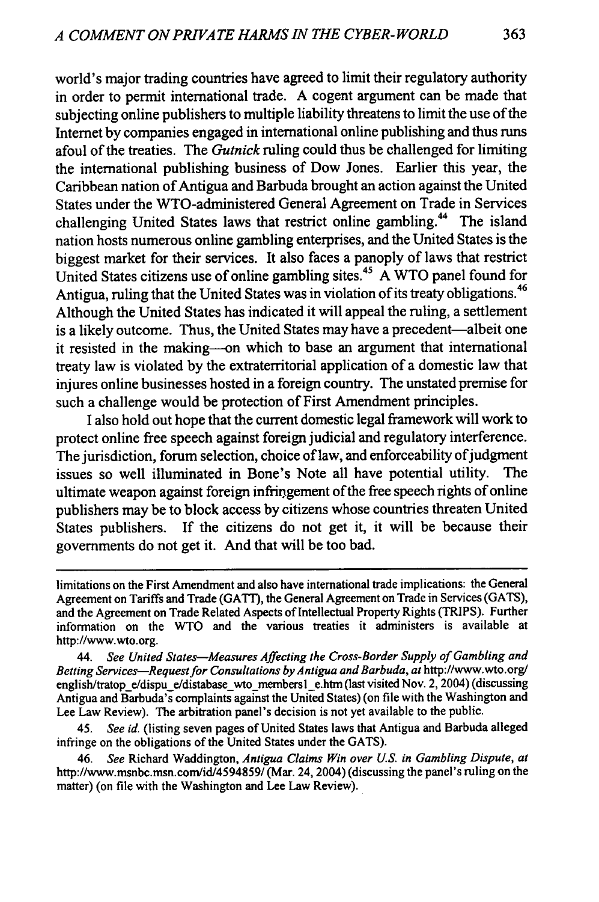world's major trading countries have agreed to limit their regulatory authority in order to permit international trade. A cogent argument can be made that subjecting online publishers to multiple liability threatens to limit the use of the Internet by companies engaged in international online publishing and thus runs afoul of the treaties. The *Gutnick* ruling could thus be challenged for limiting the international publishing business of Dow Jones. Earlier this year, the Caribbean nation of Antigua and Barbuda brought an action against the United States under the WTO-administered General Agreement on Trade in Services challenging United States laws that restrict online gambling.[44] The island nation hosts numerous online gambling enterprises, and the United States is the biggest market for their services. It also faces a panoply of laws that restrict United States citizens use of online gambling sites.[45] A WTO panel found for Antigua, ruling that the United States was in violation of its treaty obligations.[46] Although the United States has indicated it will appeal the ruling, a settlement is a likely outcome. Thus, the United States may have a precedent—albeit one it resisted in the making—on which to base an argument that international treaty law is violated by the extraterritorial application of a domestic law that injures online businesses hosted in a foreign country. The unstated premise for such a challenge would be protection of First Amendment principles.

I also hold out hope that the current domestic legal framework will work to protect online free speech against foreign judicial and regulatory interference. The jurisdiction, forum selection, choice of law, and enforceability of judgment issues so well illuminated in Bone's Note all have potential utility. The ultimate weapon against foreign infringement of the free speech rights of online publishers may be to block access by citizens whose countries threaten United States publishers. If the citizens do not get it, it will be because their governments do not get it. And that will be too bad.

---

limitations on the First Amendment and also have international trade implications: the General Agreement on Tariffs and Trade (GATT), the General Agreement on Trade in Services (GATS), and the Agreement on Trade Related Aspects of Intellectual Property Rights (TRIPS). Further information on the WTO and the various treaties it administers is available at http://www.wto.org.

44. *See United States—Measures Affecting the Cross-Border Supply of Gambling and Betting Services—Request for Consultations by Antigua and Barbuda*, *at* http://www.wto.org/english/tratop_e/dispu_e/distabase_wto_members1_e.htm (last visited Nov. 2, 2004) (discussing Antigua and Barbuda's complaints against the United States) (on file with the Washington and Lee Law Review). The arbitration panel's decision is not yet available to the public.

45. *See id.* (listing seven pages of United States laws that Antigua and Barbuda alleged infringe on the obligations of the United States under the GATS).

46. *See* Richard Waddington, *Antigua Claims Win over U.S. in Gambling Dispute*, *at* http://www.msnbc.msn.com/id/4594859/ (Mar. 24, 2004) (discussing the panel's ruling on the matter) (on file with the Washington and Lee Law Review).